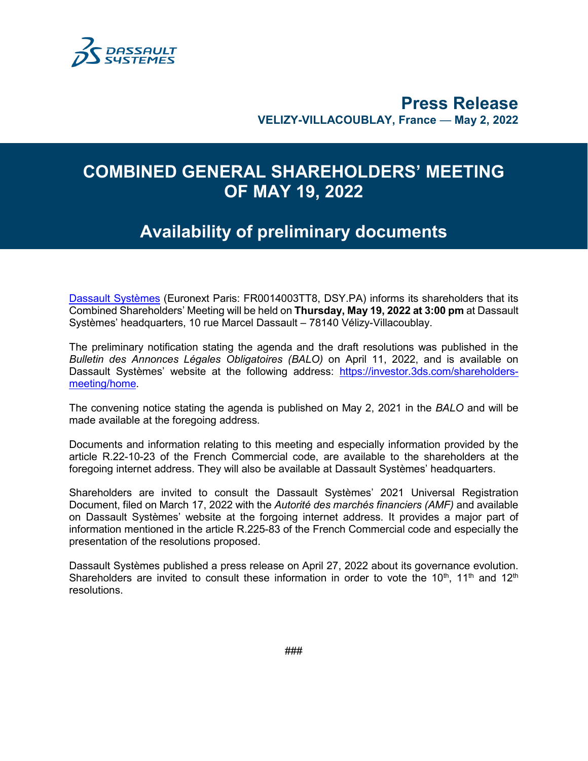# Press Release

**VELIZY-VILLACOUBLAY, France — May 2, 2022**

## COMBINED GENERAL SHAREHOLDERS' MEETING OF MAY 19, 2022

## Availability of preliminary documents

Dassault Systèmes (Euronext Paris: FR0014003TT8, DSY.PA) informs its shareholders that its Combined Shareholders' Meeting will be held on **Thursday, May 19, 2022 at 3:00 pm** at Dassault Systèmes' headquarters, 10 rue Marcel Dassault – 78140 Vélizy-Villacoublay.

The preliminary notification stating the agenda and the draft resolutions was published in the *Bulletin des Annonces Légales Obligatoires (BALO)* on April 11, 2022, and is available on Dassault Systèmes' website at the following address: https://investor.3ds.com/shareholders-meeting/home.

The convening notice stating the agenda is published on May 2, 2021 in the *BALO* and will be made available at the foregoing address.

Documents and information relating to this meeting and especially information provided by the article R.22-10-23 of the French Commercial code, are available to the shareholders at the foregoing internet address. They will also be available at Dassault Systèmes' headquarters.

Shareholders are invited to consult the Dassault Systèmes' 2021 Universal Registration Document, filed on March 17, 2022 with the *Autorité des marchés financiers (AMF)* and available on Dassault Systèmes' website at the forgoing internet address. It provides a major part of information mentioned in the article R.225-83 of the French Commercial code and especially the presentation of the resolutions proposed.

Dassault Systèmes published a press release on April 27, 2022 about its governance evolution. Shareholders are invited to consult these information in order to vote the 10th, 11th and 12th resolutions.

###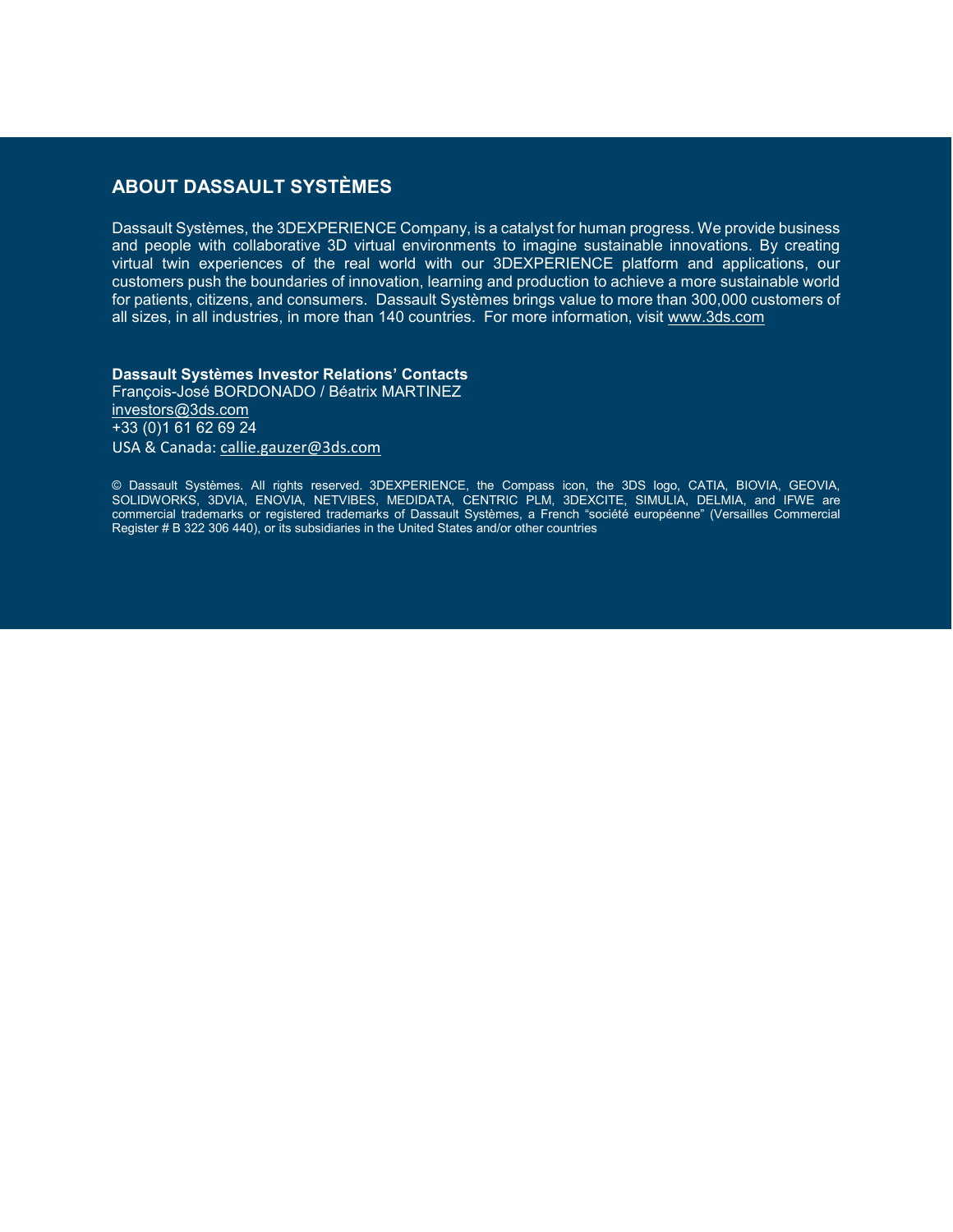## ABOUT DASSAULT SYSTÈMES

Dassault Systèmes, the 3DEXPERIENCE Company, is a catalyst for human progress. We provide business and people with collaborative 3D virtual environments to imagine sustainable innovations. By creating virtual twin experiences of the real world with our 3DEXPERIENCE platform and applications, our customers push the boundaries of innovation, learning and production to achieve a more sustainable world for patients, citizens, and consumers. Dassault Systèmes brings value to more than 300,000 customers of all sizes, in all industries, in more than 140 countries. For more information, visit www.3ds.com

**Dassault Systèmes Investor Relations' Contacts**
François-José BORDONADO / Béatrix MARTINEZ
investors@3ds.com
+33 (0)1 61 62 69 24
USA & Canada: callie.gauzer@3ds.com

© Dassault Systèmes. All rights reserved. 3DEXPERIENCE, the Compass icon, the 3DS logo, CATIA, BIOVIA, GEOVIA, SOLIDWORKS, 3DVIA, ENOVIA, NETVIBES, MEDIDATA, CENTRIC PLM, 3DEXCITE, SIMULIA, DELMIA, and IFWE are commercial trademarks or registered trademarks of Dassault Systèmes, a French "société européenne" (Versailles Commercial Register # B 322 306 440), or its subsidiaries in the United States and/or other countries